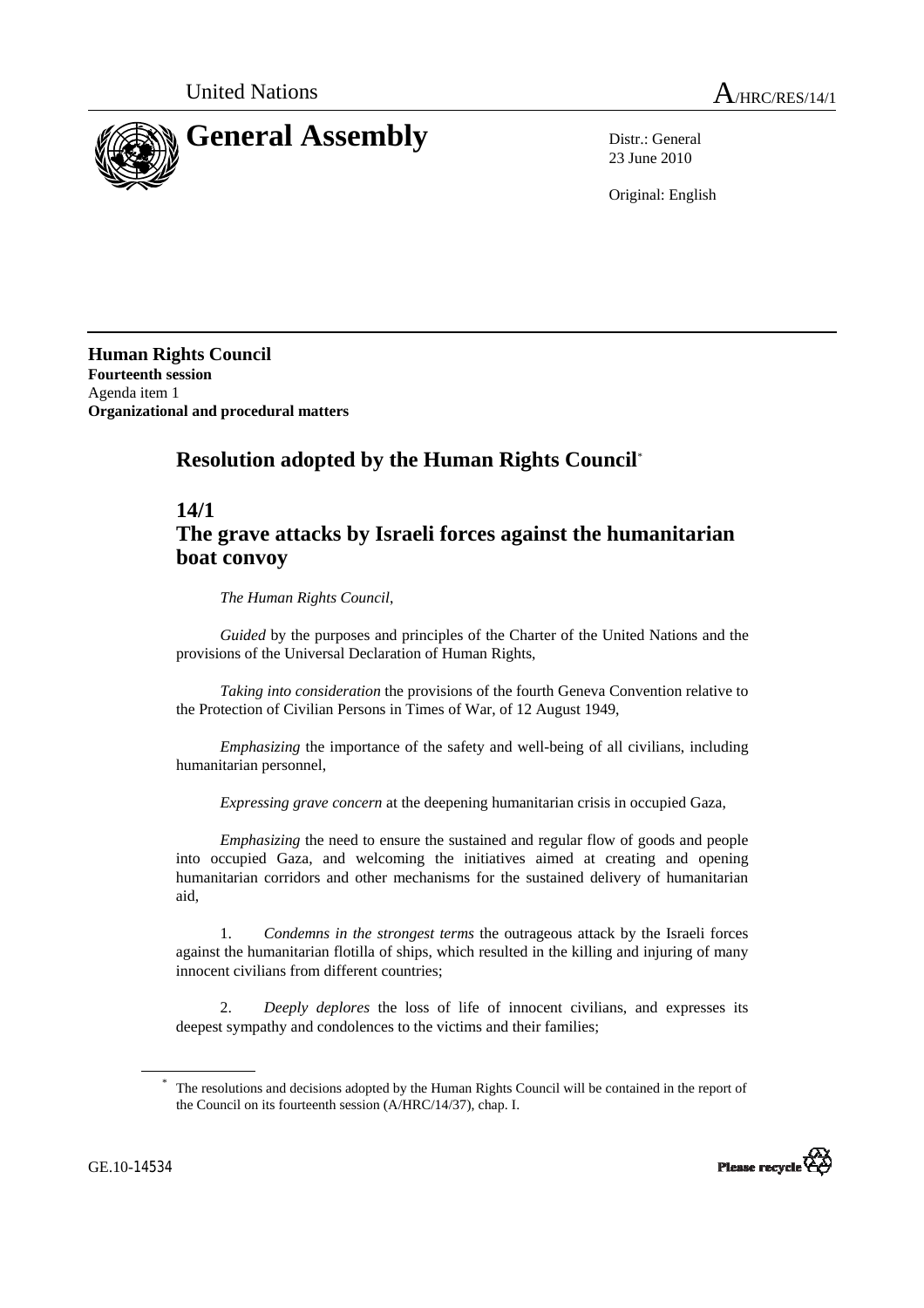United Nations A/HRC/RES/14/1

# General Assembly

Distr.: General
23 June 2010

Original: English

**Human Rights Council**
**Fourteenth session**
Agenda item 1
**Organizational and procedural matters**

## Resolution adopted by the Human Rights Council*

## 14/1
## The grave attacks by Israeli forces against the humanitarian boat convoy

*The Human Rights Council*,

*Guided* by the purposes and principles of the Charter of the United Nations and the provisions of the Universal Declaration of Human Rights,

*Taking into consideration* the provisions of the fourth Geneva Convention relative to the Protection of Civilian Persons in Times of War, of 12 August 1949,

*Emphasizing* the importance of the safety and well-being of all civilians, including humanitarian personnel,

*Expressing grave concern* at the deepening humanitarian crisis in occupied Gaza,

*Emphasizing* the need to ensure the sustained and regular flow of goods and people into occupied Gaza, and welcoming the initiatives aimed at creating and opening humanitarian corridors and other mechanisms for the sustained delivery of humanitarian aid,

1. *Condemns in the strongest terms* the outrageous attack by the Israeli forces against the humanitarian flotilla of ships, which resulted in the killing and injuring of many innocent civilians from different countries;

2. *Deeply deplores* the loss of life of innocent civilians, and expresses its deepest sympathy and condolences to the victims and their families;

\* The resolutions and decisions adopted by the Human Rights Council will be contained in the report of the Council on its fourteenth session (A/HRC/14/37), chap. I.

GE.10-14534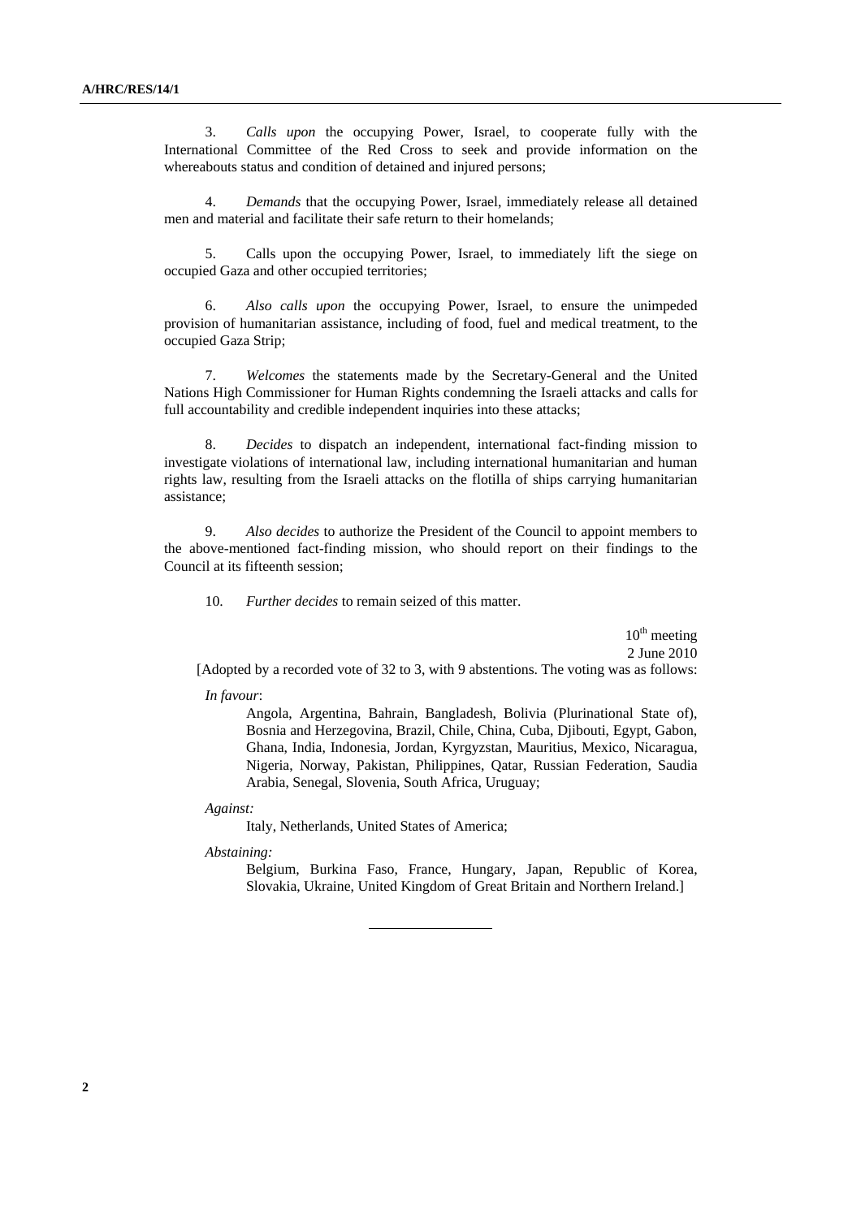3. *Calls upon* the occupying Power, Israel, to cooperate fully with the International Committee of the Red Cross to seek and provide information on the whereabouts status and condition of detained and injured persons;

4. *Demands* that the occupying Power, Israel, immediately release all detained men and material and facilitate their safe return to their homelands;

5. Calls upon the occupying Power, Israel, to immediately lift the siege on occupied Gaza and other occupied territories;

6. *Also calls upon* the occupying Power, Israel, to ensure the unimpeded provision of humanitarian assistance, including of food, fuel and medical treatment, to the occupied Gaza Strip;

7. *Welcomes* the statements made by the Secretary-General and the United Nations High Commissioner for Human Rights condemning the Israeli attacks and calls for full accountability and credible independent inquiries into these attacks;

8. *Decides* to dispatch an independent, international fact-finding mission to investigate violations of international law, including international humanitarian and human rights law, resulting from the Israeli attacks on the flotilla of ships carrying humanitarian assistance;

9. *Also decides* to authorize the President of the Council to appoint members to the above-mentioned fact-finding mission, who should report on their findings to the Council at its fifteenth session;

10. *Further decides* to remain seized of this matter.

10th meeting
2 June 2010

[Adopted by a recorded vote of 32 to 3, with 9 abstentions. The voting was as follows:

*In favour*:

Angola, Argentina, Bahrain, Bangladesh, Bolivia (Plurinational State of), Bosnia and Herzegovina, Brazil, Chile, China, Cuba, Djibouti, Egypt, Gabon, Ghana, India, Indonesia, Jordan, Kyrgyzstan, Mauritius, Mexico, Nicaragua, Nigeria, Norway, Pakistan, Philippines, Qatar, Russian Federation, Saudia Arabia, Senegal, Slovenia, South Africa, Uruguay;

*Against:*

Italy, Netherlands, United States of America;

*Abstaining:*

Belgium, Burkina Faso, France, Hungary, Japan, Republic of Korea, Slovakia, Ukraine, United Kingdom of Great Britain and Northern Ireland.]